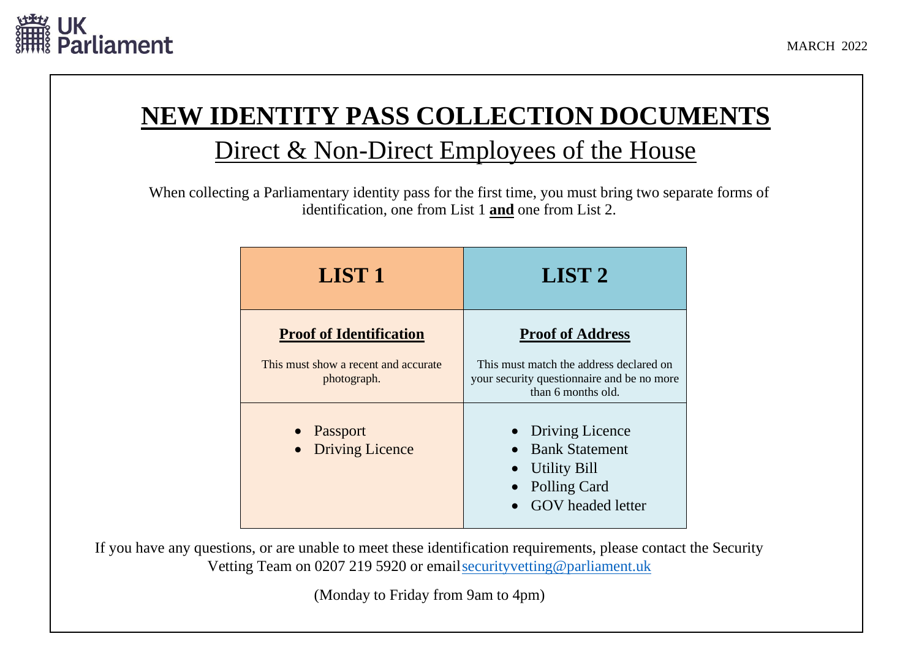UK Parliament

MARCH 2022

# NEW IDENTITY PASS COLLECTION DOCUMENTS

## Direct & Non-Direct Employees of the House

When collecting a Parliamentary identity pass for the first time, you must bring two separate forms of identification, one from List 1 **and** one from List 2.

| LIST 1 | LIST 2 |
| --- | --- |
| **Proof of Identification**<br><br>This must show a recent and accurate photograph. | **Proof of Address**<br><br>This must match the address declared on your security questionnaire and be no more than 6 months old. |
| • Passport<br>• Driving Licence | • Driving Licence<br>• Bank Statement<br>• Utility Bill<br>• Polling Card<br>• GOV headed letter |

If you have any questions, or are unable to meet these identification requirements, please contact the Security Vetting Team on 0207 219 5920 or email securityvetting@parliament.uk

(Monday to Friday from 9am to 4pm)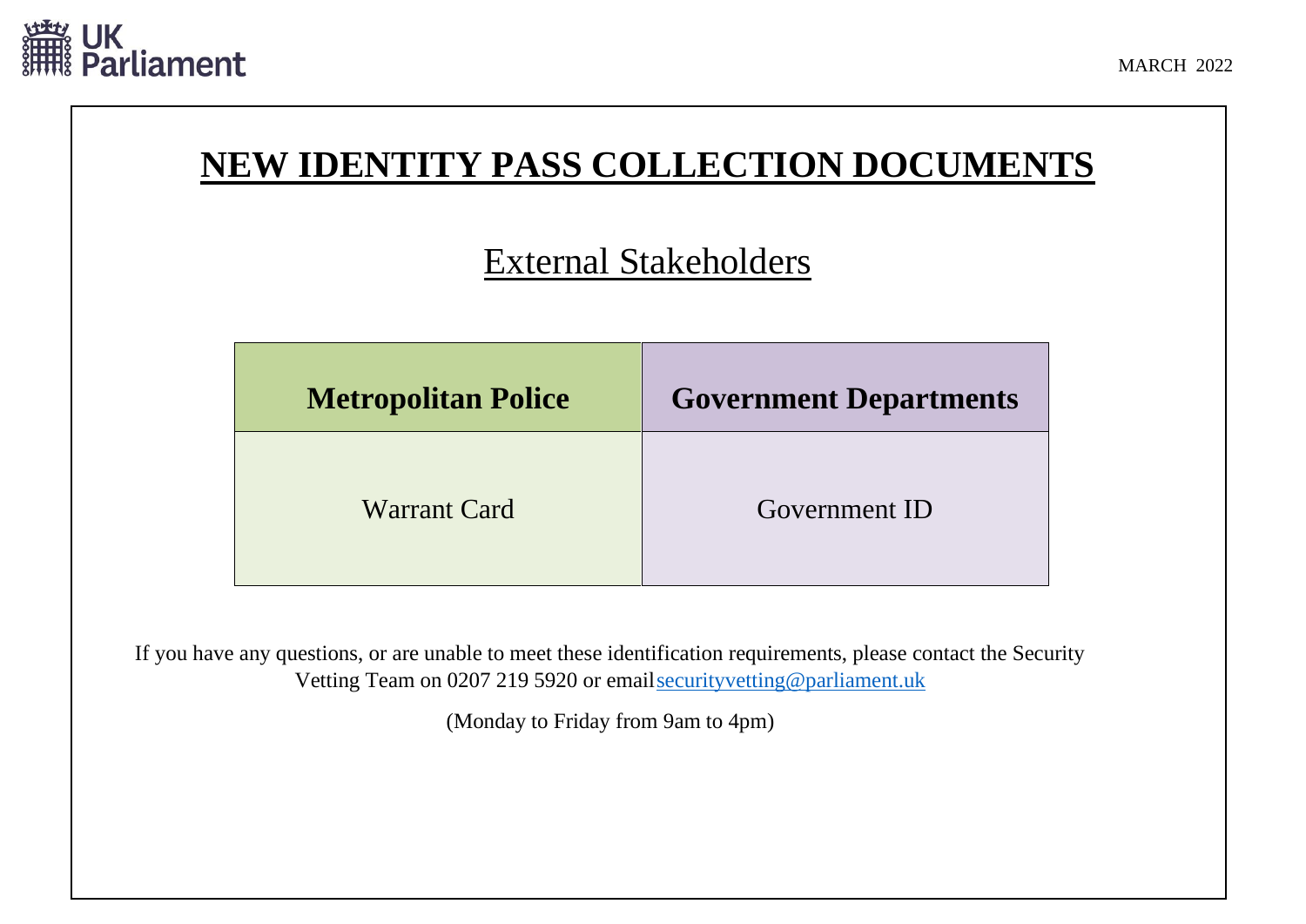MARCH 2022

# NEW IDENTITY PASS COLLECTION DOCUMENTS

## External Stakeholders

| Metropolitan Police | Government Departments |
| --- | --- |
| Warrant Card | Government ID |

If you have any questions, or are unable to meet these identification requirements, please contact the Security Vetting Team on 0207 219 5920 or email securityvetting@parliament.uk

(Monday to Friday from 9am to 4pm)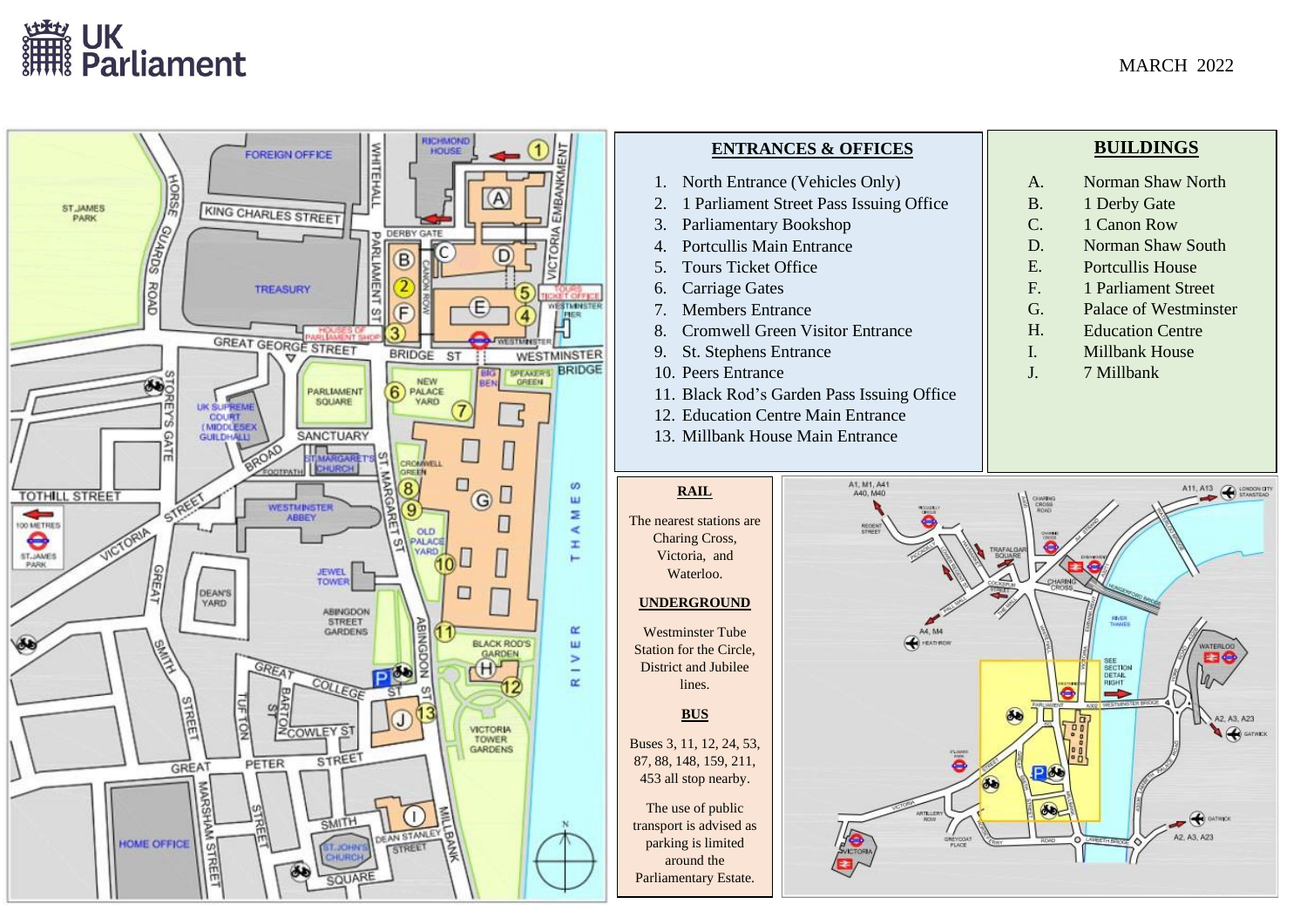MARCH 2022

## ENTRANCES & OFFICES

1. North Entrance (Vehicles Only)
2. 1 Parliament Street Pass Issuing Office
3. Parliamentary Bookshop
4. Portcullis Main Entrance
5. Tours Ticket Office
6. Carriage Gates
7. Members Entrance
8. Cromwell Green Visitor Entrance
9. St. Stephens Entrance
10. Peers Entrance
11. Black Rod's Garden Pass Issuing Office
12. Education Centre Main Entrance
13. Millbank House Main Entrance

## BUILDINGS

A. Norman Shaw North
B. 1 Derby Gate
C. 1 Canon Row
D. Norman Shaw South
E. Portcullis House
F. 1 Parliament Street
G. Palace of Westminster
H. Education Centre
I. Millbank House
J. 7 Millbank

### RAIL

The nearest stations are Charing Cross, Victoria, and Waterloo.

### UNDERGROUND

Westminster Tube Station for the Circle, District and Jubilee lines.

### BUS

Buses 3, 11, 12, 24, 53, 87, 88, 148, 159, 211, 453 all stop nearby.

The use of public transport is advised as parking is limited around the Parliamentary Estate.